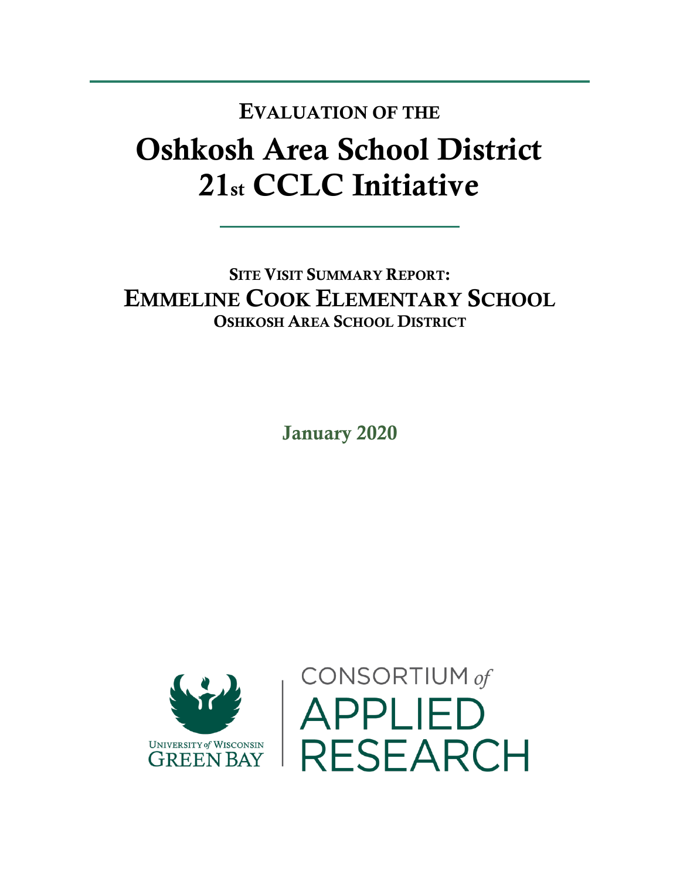# EVALUATION OF THE

# Oshkosh Area School District 21st CCLC Initiative

## SITE VISIT SUMMARY REPORT:

## EMMELINE COOK ELEMENTARY SCHOOL

### OSHKOSH AREA SCHOOL DISTRICT

**January 2020**

UNIVERSITY of WISCONSIN GREEN BAY

CONSORTIUM of APPLIED RESEARCH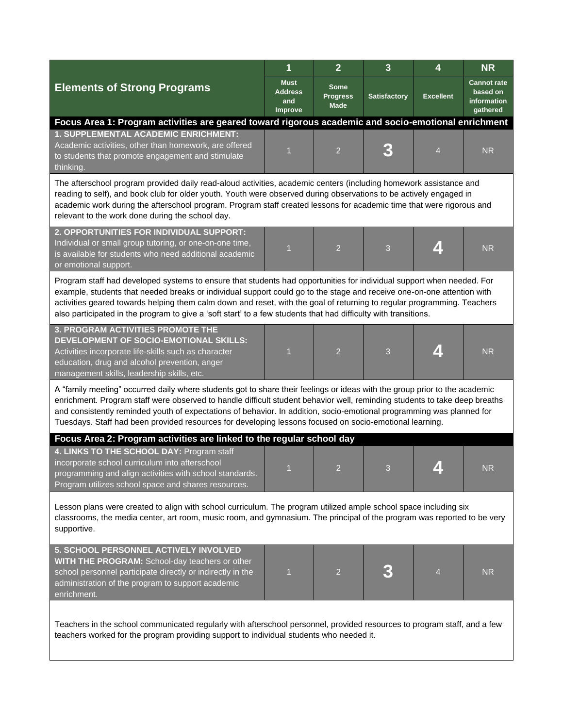| Elements of Strong Programs | 1<br>Must Address and Improve | 2<br>Some Progress Made | 3<br>Satisfactory | 4<br>Excellent | NR<br>Cannot rate based on information gathered |
|---|---|---|---|---|---|
| **Focus Area 1: Program activities are geared toward rigorous academic and socio-emotional enrichment** | | | | | |
| **1. SUPPLEMENTAL ACADEMIC ENRICHMENT:** Academic activities, other than homework, are offered to students that promote engagement and stimulate thinking. | 1 | 2 | **3** | 4 | NR |
| The afterschool program provided daily read-aloud activities, academic centers (including homework assistance and reading to self), and book club for older youth. Youth were observed during observations to be actively engaged in academic work during the afterschool program. Program staff created lessons for academic time that were rigorous and relevant to the work done during the school day. | | | | | |
| **2. OPPORTUNITIES FOR INDIVIDUAL SUPPORT:** Individual or small group tutoring, or one-on-one time, is available for students who need additional academic or emotional support. | 1 | 2 | 3 | **4** | NR |
| Program staff had developed systems to ensure that students had opportunities for individual support when needed. For example, students that needed breaks or individual support could go to the stage and receive one-on-one attention with activities geared towards helping them calm down and reset, with the goal of returning to regular programming. Teachers also participated in the program to give a 'soft start' to a few students that had difficulty with transitions. | | | | | |
| **3. PROGRAM ACTIVITIES PROMOTE THE DEVELOPMENT OF SOCIO-EMOTIONAL SKILLS:** Activities incorporate life-skills such as character education, drug and alcohol prevention, anger management skills, leadership skills, etc. | 1 | 2 | 3 | **4** | NR |
| A "family meeting" occurred daily where students got to share their feelings or ideas with the group prior to the academic enrichment. Program staff were observed to handle difficult student behavior well, reminding students to take deep breaths and consistently reminded youth of expectations of behavior. In addition, socio-emotional programming was planned for Tuesdays. Staff had been provided resources for developing lessons focused on socio-emotional learning. | | | | | |
| **Focus Area 2: Program activities are linked to the regular school day** | | | | | |
| **4. LINKS TO THE SCHOOL DAY:** Program staff incorporate school curriculum into afterschool programming and align activities with school standards. Program utilizes school space and shares resources. | 1 | 2 | 3 | **4** | NR |
| Lesson plans were created to align with school curriculum. The program utilized ample school space including six classrooms, the media center, art room, music room, and gymnasium. The principal of the program was reported to be very supportive. | | | | | |
| **5. SCHOOL PERSONNEL ACTIVELY INVOLVED WITH THE PROGRAM:** School-day teachers or other school personnel participate directly or indirectly in the administration of the program to support academic enrichment. | 1 | 2 | **3** | 4 | NR |
| Teachers in the school communicated regularly with afterschool personnel, provided resources to program staff, and a few teachers worked for the program providing support to individual students who needed it. | | | | | |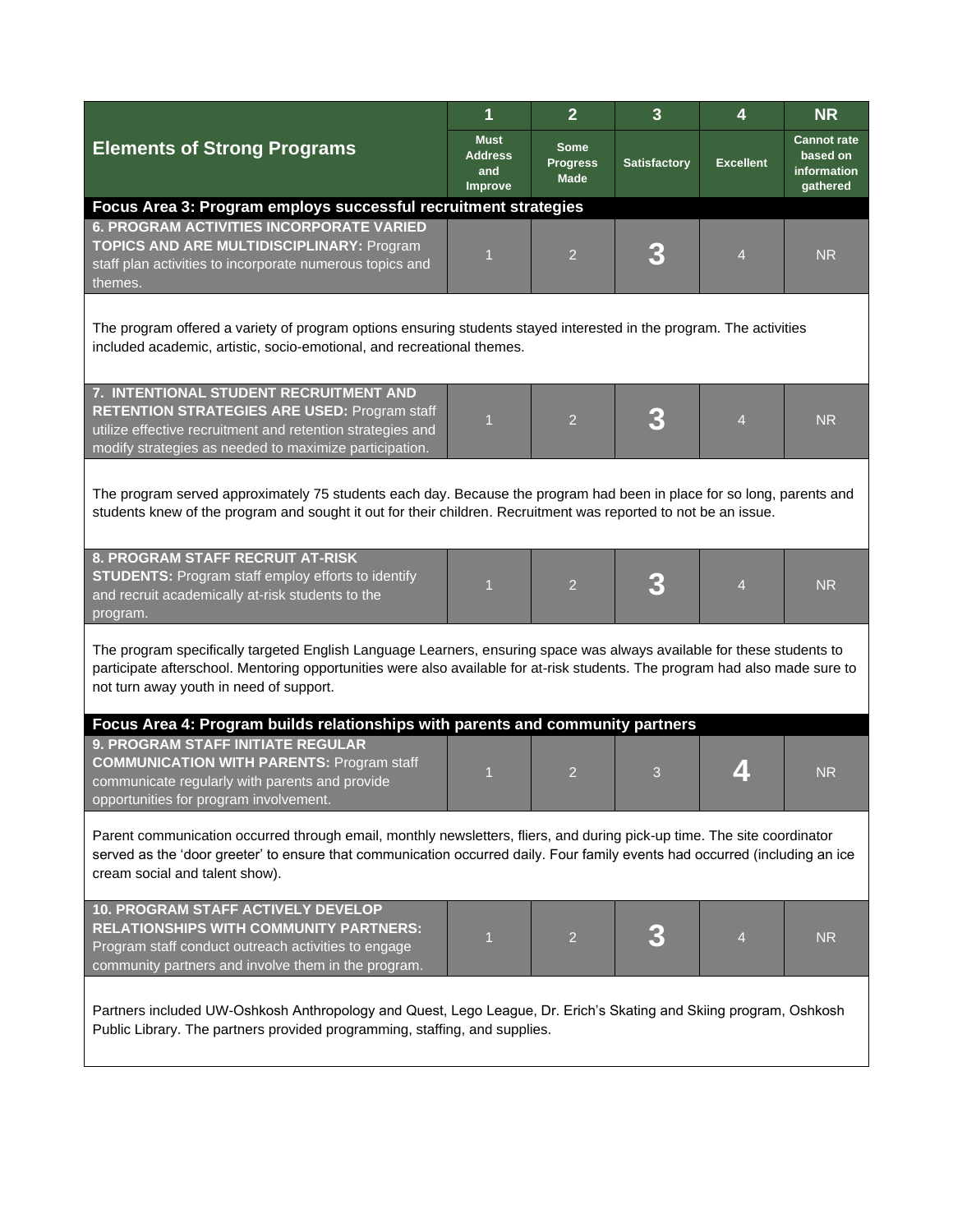| Elements of Strong Programs | 1<br>Must Address and Improve | 2<br>Some Progress Made | 3<br>Satisfactory | 4<br>Excellent | NR<br>Cannot rate based on information gathered |
|---|---|---|---|---|---|
| **Focus Area 3: Program employs successful recruitment strategies** | | | | | |
| **6. PROGRAM ACTIVITIES INCORPORATE VARIED TOPICS AND ARE MULTIDISCIPLINARY:** Program staff plan activities to incorporate numerous topics and themes. | 1 | 2 | **3** | 4 | NR |
| The program offered a variety of program options ensuring students stayed interested in the program. The activities included academic, artistic, socio-emotional, and recreational themes. | | | | | |
| **7. INTENTIONAL STUDENT RECRUITMENT AND RETENTION STRATEGIES ARE USED:** Program staff utilize effective recruitment and retention strategies and modify strategies as needed to maximize participation. | 1 | 2 | **3** | 4 | NR |
| The program served approximately 75 students each day. Because the program had been in place for so long, parents and students knew of the program and sought it out for their children. Recruitment was reported to not be an issue. | | | | | |
| **8. PROGRAM STAFF RECRUIT AT-RISK STUDENTS:** Program staff employ efforts to identify and recruit academically at-risk students to the program. | 1 | 2 | **3** | 4 | NR |
| The program specifically targeted English Language Learners, ensuring space was always available for these students to participate afterschool. Mentoring opportunities were also available for at-risk students. The program had also made sure to not turn away youth in need of support. | | | | | |
| **Focus Area 4: Program builds relationships with parents and community partners** | | | | | |
| **9. PROGRAM STAFF INITIATE REGULAR COMMUNICATION WITH PARENTS:** Program staff communicate regularly with parents and provide opportunities for program involvement. | 1 | 2 | 3 | **4** | NR |
| Parent communication occurred through email, monthly newsletters, fliers, and during pick-up time. The site coordinator served as the 'door greeter' to ensure that communication occurred daily. Four family events had occurred (including an ice cream social and talent show). | | | | | |
| **10. PROGRAM STAFF ACTIVELY DEVELOP RELATIONSHIPS WITH COMMUNITY PARTNERS:** Program staff conduct outreach activities to engage community partners and involve them in the program. | 1 | 2 | **3** | 4 | NR |
| Partners included UW-Oshkosh Anthropology and Quest, Lego League, Dr. Erich's Skating and Skiing program, Oshkosh Public Library. The partners provided programming, staffing, and supplies. | | | | | |